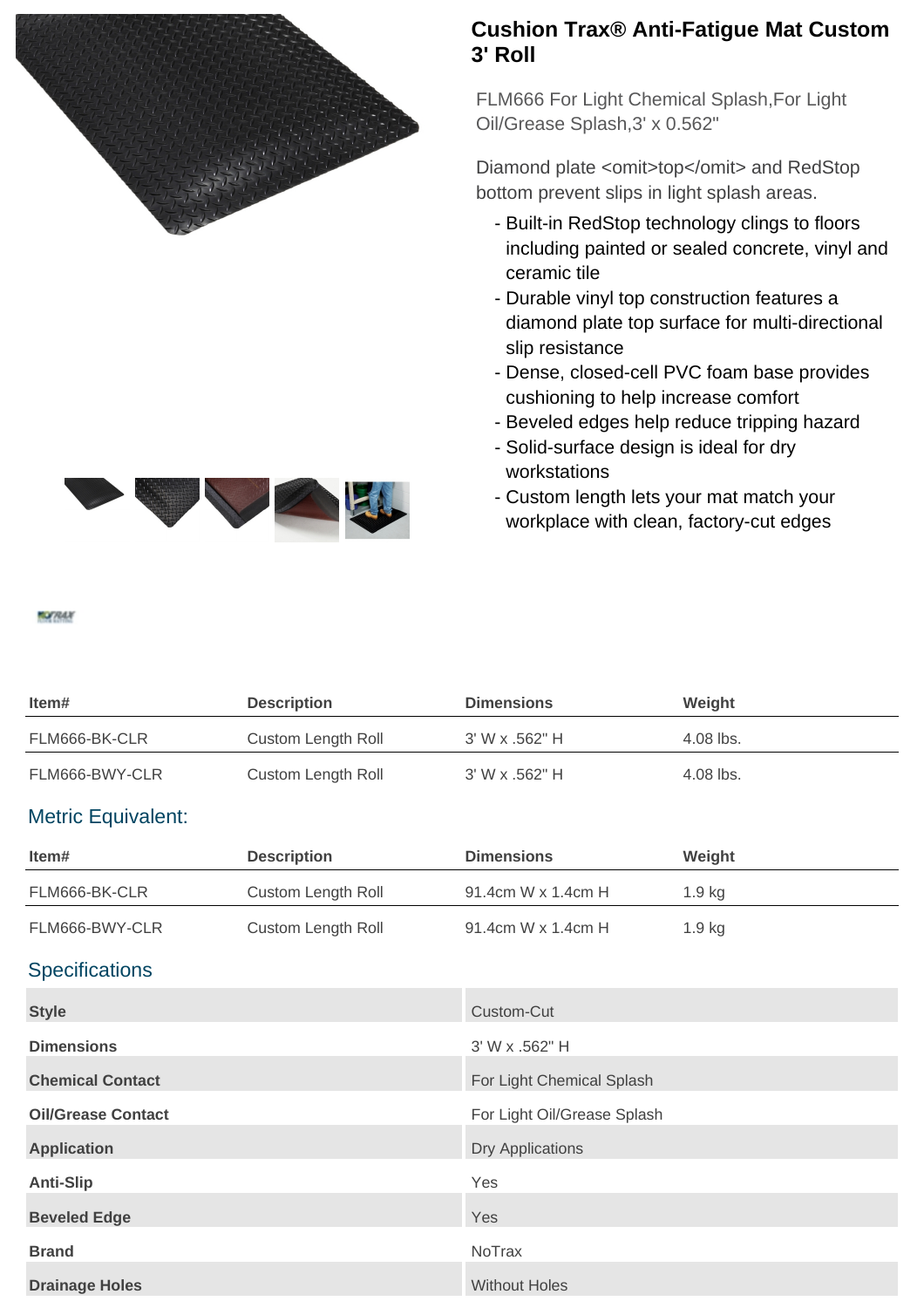# Cushion Trax® Anti-Fatigue Mat Custom 3' Roll

FLM666 For Light Chemical Splash,For Light Oil/Grease Splash,3' x 0.562"

Diamond plate <omit>top</omit> and RedStop bottom prevent slips in light splash areas.

- Built-in RedStop technology clings to floors including painted or sealed concrete, vinyl and ceramic tile
- Durable vinyl top construction features a diamond plate top surface for multi-directional slip resistance
- Dense, closed-cell PVC foam base provides cushioning to help increase comfort
- Beveled edges help reduce tripping hazard
- Solid-surface design is ideal for dry workstations
- Custom length lets your mat match your workplace with clean, factory-cut edges

| Item# | Description | Dimensions | Weight |
|---|---|---|---|
| FLM666-BK-CLR | Custom Length Roll | 3' W x .562" H | 4.08 lbs. |
| FLM666-BWY-CLR | Custom Length Roll | 3' W x .562" H | 4.08 lbs. |

## Metric Equivalent:

| Item# | Description | Dimensions | Weight |
|---|---|---|---|
| FLM666-BK-CLR | Custom Length Roll | 91.4cm W x 1.4cm H | 1.9 kg |
| FLM666-BWY-CLR | Custom Length Roll | 91.4cm W x 1.4cm H | 1.9 kg |

## Specifications

| | |
|---|---|
| **Style** | Custom-Cut |
| **Dimensions** | 3' W x .562" H |
| **Chemical Contact** | For Light Chemical Splash |
| **Oil/Grease Contact** | For Light Oil/Grease Splash |
| **Application** | Dry Applications |
| **Anti-Slip** | Yes |
| **Beveled Edge** | Yes |
| **Brand** | NoTrax |
| **Drainage Holes** | Without Holes |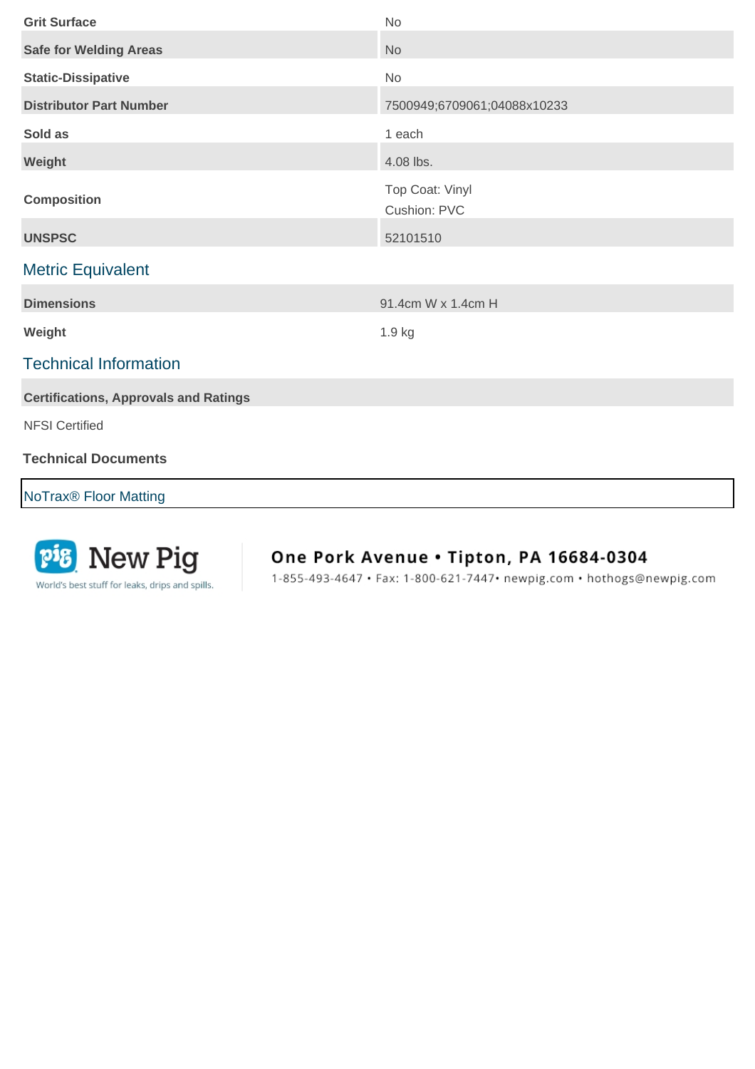| | |
|---|---|
| **Grit Surface** | No |
| **Safe for Welding Areas** | No |
| **Static-Dissipative** | No |
| **Distributor Part Number** | 7500949;6709061;04088x10233 |
| **Sold as** | 1 each |
| **Weight** | 4.08 lbs. |
| **Composition** | Top Coat: Vinyl<br>Cushion: PVC |
| **UNSPSC** | 52101510 |

## Metric Equivalent

| | |
|---|---|
| **Dimensions** | 91.4cm W x 1.4cm H |
| **Weight** | 1.9 kg |

## Technical Information

**Certifications, Approvals and Ratings**

NFSI Certified

**Technical Documents**

NoTrax® Floor Matting

New Pig

World's best stuff for leaks, drips and spills.

**One Pork Avenue • Tipton, PA 16684-0304**

1-855-493-4647 • Fax: 1-800-621-7447• newpig.com • hothogs@newpig.com